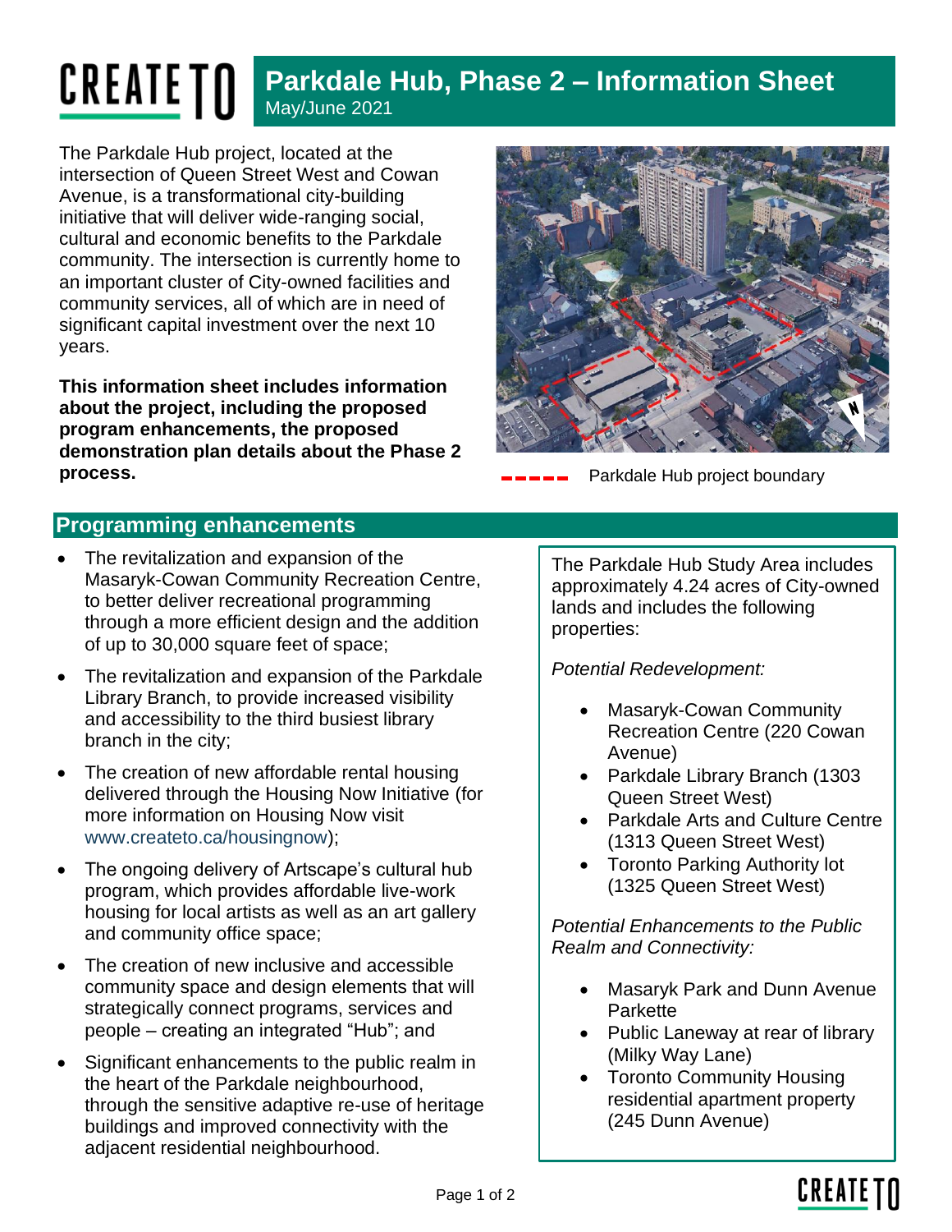# Parkdale Hub, Phase 2 – Information Sheet

May/June 2021

The Parkdale Hub project, located at the intersection of Queen Street West and Cowan Avenue, is a transformational city-building initiative that will deliver wide-ranging social, cultural and economic benefits to the Parkdale community. The intersection is currently home to an important cluster of City-owned facilities and community services, all of which are in need of significant capital investment over the next 10 years.

**This information sheet includes information about the project, including the proposed program enhancements, the proposed demonstration plan details about the Phase 2 process.**

Parkdale Hub project boundary

## Programming enhancements

- The revitalization and expansion of the Masaryk-Cowan Community Recreation Centre, to better deliver recreational programming through a more efficient design and the addition of up to 30,000 square feet of space;
- The revitalization and expansion of the Parkdale Library Branch, to provide increased visibility and accessibility to the third busiest library branch in the city;
- The creation of new affordable rental housing delivered through the Housing Now Initiative (for more information on Housing Now visit www.createto.ca/housingnow);
- The ongoing delivery of Artscape's cultural hub program, which provides affordable live-work housing for local artists as well as an art gallery and community office space;
- The creation of new inclusive and accessible community space and design elements that will strategically connect programs, services and people – creating an integrated "Hub"; and
- Significant enhancements to the public realm in the heart of the Parkdale neighbourhood, through the sensitive adaptive re-use of heritage buildings and improved connectivity with the adjacent residential neighbourhood.

The Parkdale Hub Study Area includes approximately 4.24 acres of City-owned lands and includes the following properties:

*Potential Redevelopment:*

- Masaryk-Cowan Community Recreation Centre (220 Cowan Avenue)
- Parkdale Library Branch (1303 Queen Street West)
- Parkdale Arts and Culture Centre (1313 Queen Street West)
- Toronto Parking Authority lot (1325 Queen Street West)

*Potential Enhancements to the Public Realm and Connectivity:*

- Masaryk Park and Dunn Avenue Parkette
- Public Laneway at rear of library (Milky Way Lane)
- Toronto Community Housing residential apartment property (245 Dunn Avenue)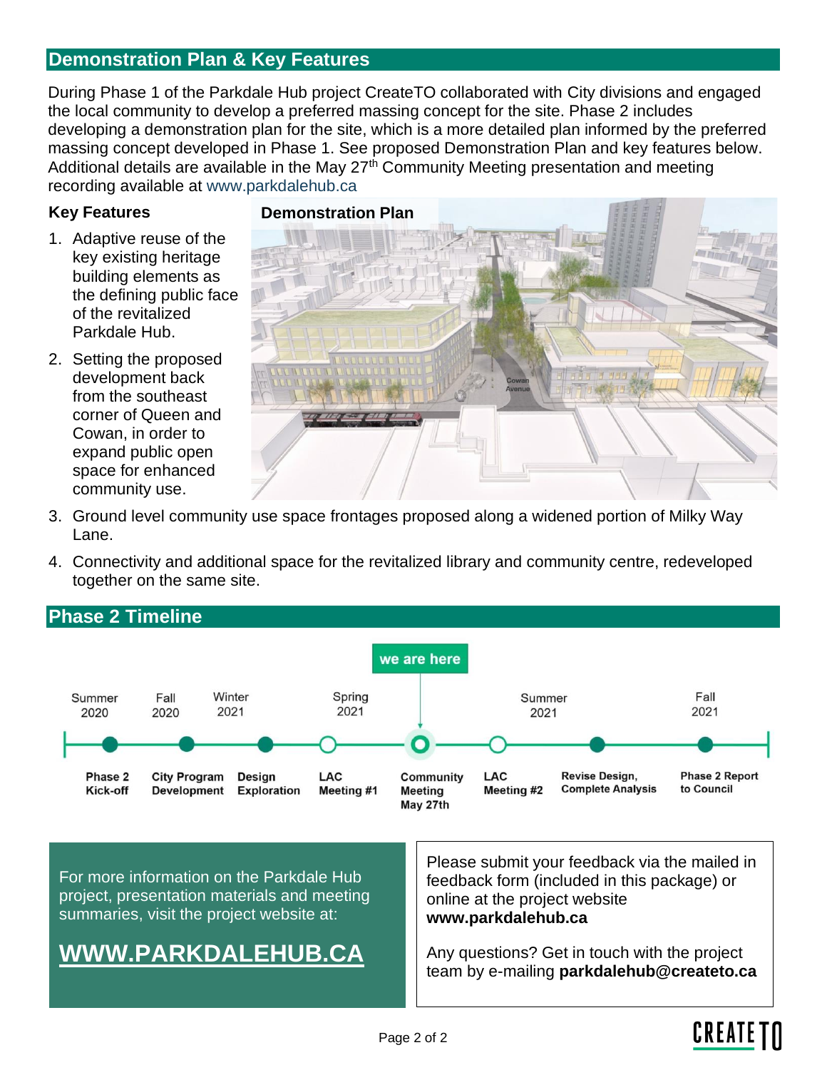## Demonstration Plan & Key Features

During Phase 1 of the Parkdale Hub project CreateTO collaborated with City divisions and engaged the local community to develop a preferred massing concept for the site. Phase 2 includes developing a demonstration plan for the site, which is a more detailed plan informed by the preferred massing concept developed in Phase 1. See proposed Demonstration Plan and key features below. Additional details are available in the May 27th Community Meeting presentation and meeting recording available at www.parkdalehub.ca

### Key Features

1. Adaptive reuse of the key existing heritage building elements as the defining public face of the revitalized Parkdale Hub.
2. Setting the proposed development back from the southeast corner of Queen and Cowan, in order to expand public open space for enhanced community use.
3. Ground level community use space frontages proposed along a widened portion of Milky Way Lane.
4. Connectivity and additional space for the revitalized library and community centre, redeveloped together on the same site.

### Demonstration Plan

Cowan Avenue

## Phase 2 Timeline

we are here

Summer 2020 — Phase 2 Kick-off
Fall 2020 — City Program Development
Winter 2021 — Design Exploration
Spring 2021 — LAC Meeting #1
Community Meeting May 27th
LAC Meeting #2
Summer 2021 — Revise Design, Complete Analysis
Fall 2021 — Phase 2 Report to Council

For more information on the Parkdale Hub project, presentation materials and meeting summaries, visit the project website at:

**WWW.PARKDALEHUB.CA**

Please submit your feedback via the mailed in feedback form (included in this package) or online at the project website **www.parkdalehub.ca**

Any questions? Get in touch with the project team by e-mailing **parkdalehub@createto.ca**

CREATE TO